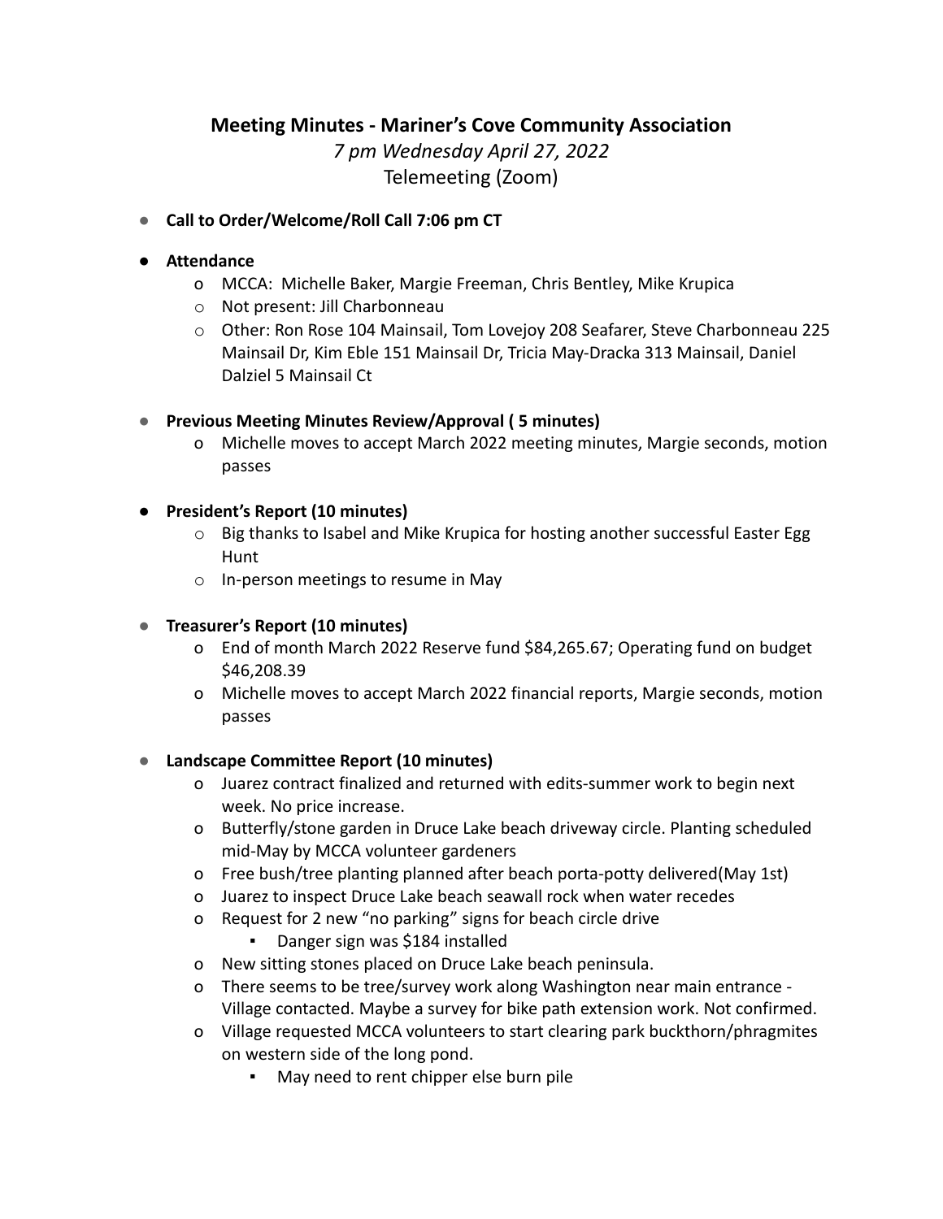# Meeting Minutes - Mariner's Cove Community Association

*7 pm Wednesday April 27, 2022*

Telemeeting (Zoom)

- **Call to Order/Welcome/Roll Call 7:06 pm CT**
- **Attendance**
  - MCCA: Michelle Baker, Margie Freeman, Chris Bentley, Mike Krupica
  - Not present: Jill Charbonneau
  - Other: Ron Rose 104 Mainsail, Tom Lovejoy 208 Seafarer, Steve Charbonneau 225 Mainsail Dr, Kim Eble 151 Mainsail Dr, Tricia May-Dracka 313 Mainsail, Daniel Dalziel 5 Mainsail Ct
- **Previous Meeting Minutes Review/Approval ( 5 minutes)**
  - Michelle moves to accept March 2022 meeting minutes, Margie seconds, motion passes
- **President's Report (10 minutes)**
  - Big thanks to Isabel and Mike Krupica for hosting another successful Easter Egg Hunt
  - In-person meetings to resume in May
- **Treasurer's Report (10 minutes)**
  - End of month March 2022 Reserve fund $84,265.67; Operating fund on budget $46,208.39
  - Michelle moves to accept March 2022 financial reports, Margie seconds, motion passes
- **Landscape Committee Report (10 minutes)**
  - Juarez contract finalized and returned with edits-summer work to begin next week. No price increase.
  - Butterfly/stone garden in Druce Lake beach driveway circle. Planting scheduled mid-May by MCCA volunteer gardeners
  - Free bush/tree planting planned after beach porta-potty delivered(May 1st)
  - Juarez to inspect Druce Lake beach seawall rock when water recedes
  - Request for 2 new "no parking" signs for beach circle drive
    - Danger sign was $184 installed
  - New sitting stones placed on Druce Lake beach peninsula.
  - There seems to be tree/survey work along Washington near main entrance - Village contacted. Maybe a survey for bike path extension work. Not confirmed.
  - Village requested MCCA volunteers to start clearing park buckthorn/phragmites on western side of the long pond.
    - May need to rent chipper else burn pile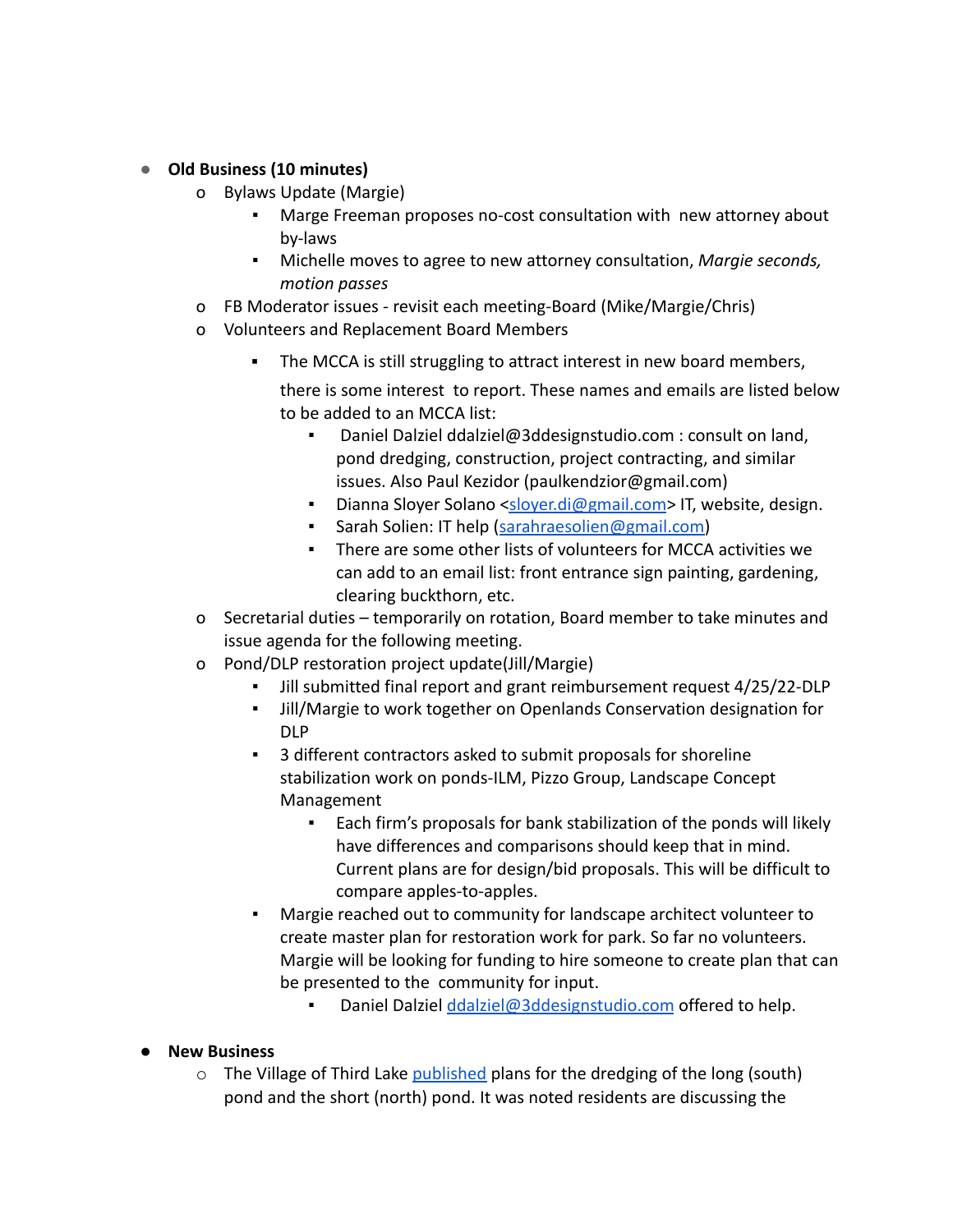- **Old Business (10 minutes)**
  - Bylaws Update (Margie)
    - Marge Freeman proposes no-cost consultation with new attorney about by-laws
    - Michelle moves to agree to new attorney consultation, *Margie seconds, motion passes*
  - FB Moderator issues - revisit each meeting-Board (Mike/Margie/Chris)
  - Volunteers and Replacement Board Members
    - The MCCA is still struggling to attract interest in new board members, there is some interest to report. These names and emails are listed below to be added to an MCCA list:
      - Daniel Dalziel ddalziel@3ddesignstudio.com : consult on land, pond dredging, construction, project contracting, and similar issues. Also Paul Kezidor (paulkendzior@gmail.com)
      - Dianna Sloyer Solano <sloyer.di@gmail.com> IT, website, design.
      - Sarah Solien: IT help (sarahraesolien@gmail.com)
      - There are some other lists of volunteers for MCCA activities we can add to an email list: front entrance sign painting, gardening, clearing buckthorn, etc.
  - Secretarial duties – temporarily on rotation, Board member to take minutes and issue agenda for the following meeting.
  - Pond/DLP restoration project update(Jill/Margie)
    - Jill submitted final report and grant reimbursement request 4/25/22-DLP
    - Jill/Margie to work together on Openlands Conservation designation for DLP
    - 3 different contractors asked to submit proposals for shoreline stabilization work on ponds-ILM, Pizzo Group, Landscape Concept Management
      - Each firm's proposals for bank stabilization of the ponds will likely have differences and comparisons should keep that in mind. Current plans are for design/bid proposals. This will be difficult to compare apples-to-apples.
    - Margie reached out to community for landscape architect volunteer to create master plan for restoration work for park. So far no volunteers. Margie will be looking for funding to hire someone to create plan that can be presented to the community for input.
      - Daniel Dalziel ddalziel@3ddesignstudio.com offered to help.

- **New Business**
  - The Village of Third Lake published plans for the dredging of the long (south) pond and the short (north) pond. It was noted residents are discussing the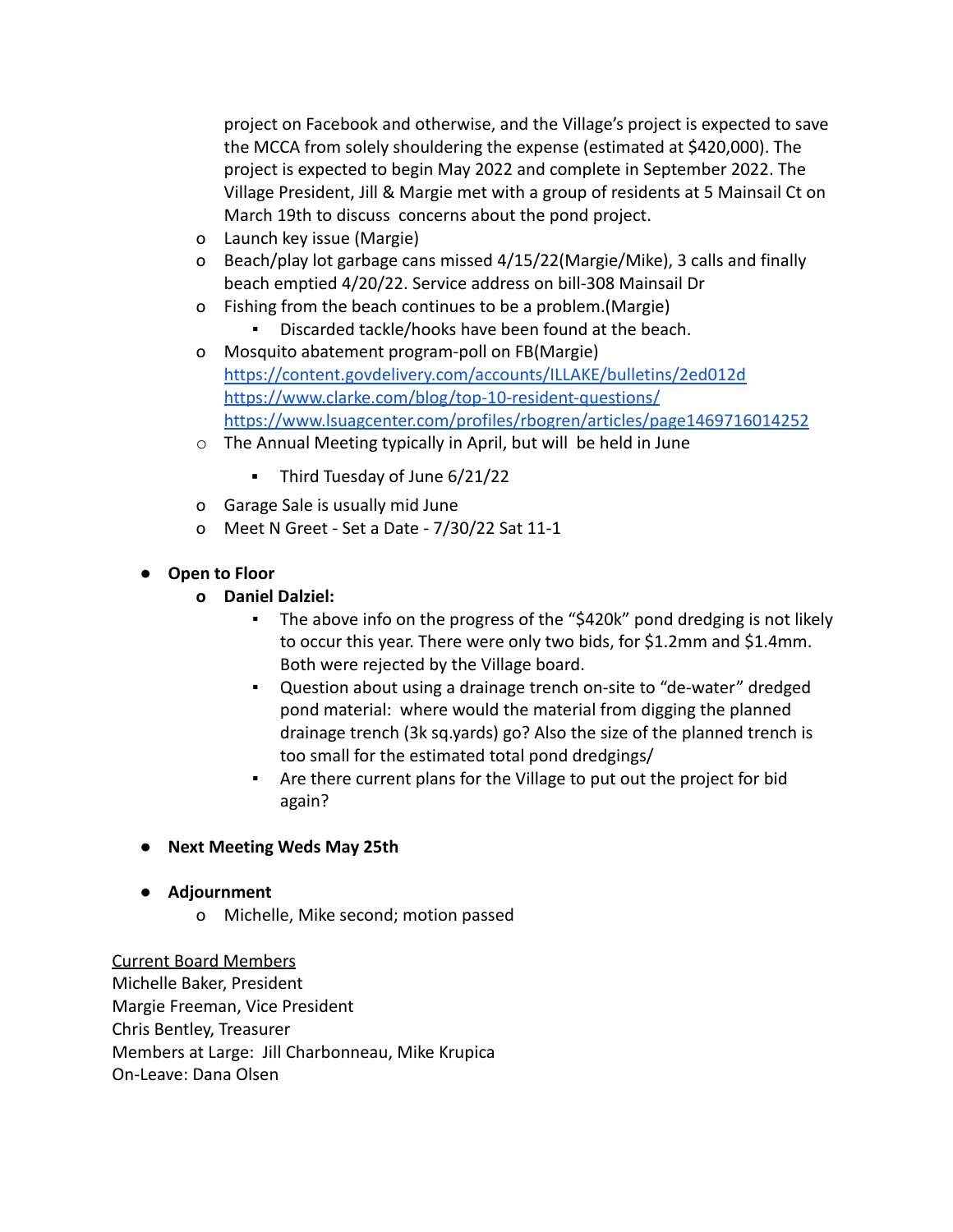project on Facebook and otherwise, and the Village's project is expected to save the MCCA from solely shouldering the expense (estimated at $420,000). The project is expected to begin May 2022 and complete in September 2022. The Village President, Jill & Margie met with a group of residents at 5 Mainsail Ct on March 19th to discuss concerns about the pond project.

- Launch key issue (Margie)
- Beach/play lot garbage cans missed 4/15/22(Margie/Mike), 3 calls and finally beach emptied 4/20/22. Service address on bill-308 Mainsail Dr
- Fishing from the beach continues to be a problem.(Margie)
  - Discarded tackle/hooks have been found at the beach.
- Mosquito abatement program-poll on FB(Margie)
  https://content.govdelivery.com/accounts/ILLAKE/bulletins/2ed012d
  https://www.clarke.com/blog/top-10-resident-questions/
  https://www.lsuagcenter.com/profiles/rbogren/articles/page1469716014252
- The Annual Meeting typically in April, but will be held in June
  - Third Tuesday of June 6/21/22
- Garage Sale is usually mid June
- Meet N Greet - Set a Date - 7/30/22 Sat 11-1

- **Open to Floor**
  - **Daniel Dalziel:**
    - The above info on the progress of the "$420k" pond dredging is not likely to occur this year. There were only two bids, for $1.2mm and $1.4mm. Both were rejected by the Village board.
    - Question about using a drainage trench on-site to "de-water" dredged pond material: where would the material from digging the planned drainage trench (3k sq.yards) go? Also the size of the planned trench is too small for the estimated total pond dredgings/
    - Are there current plans for the Village to put out the project for bid again?

- **Next Meeting Weds May 25th**

- **Adjournment**
  - Michelle, Mike second; motion passed

Current Board Members
Michelle Baker, President
Margie Freeman, Vice President
Chris Bentley, Treasurer
Members at Large: Jill Charbonneau, Mike Krupica
On-Leave: Dana Olsen